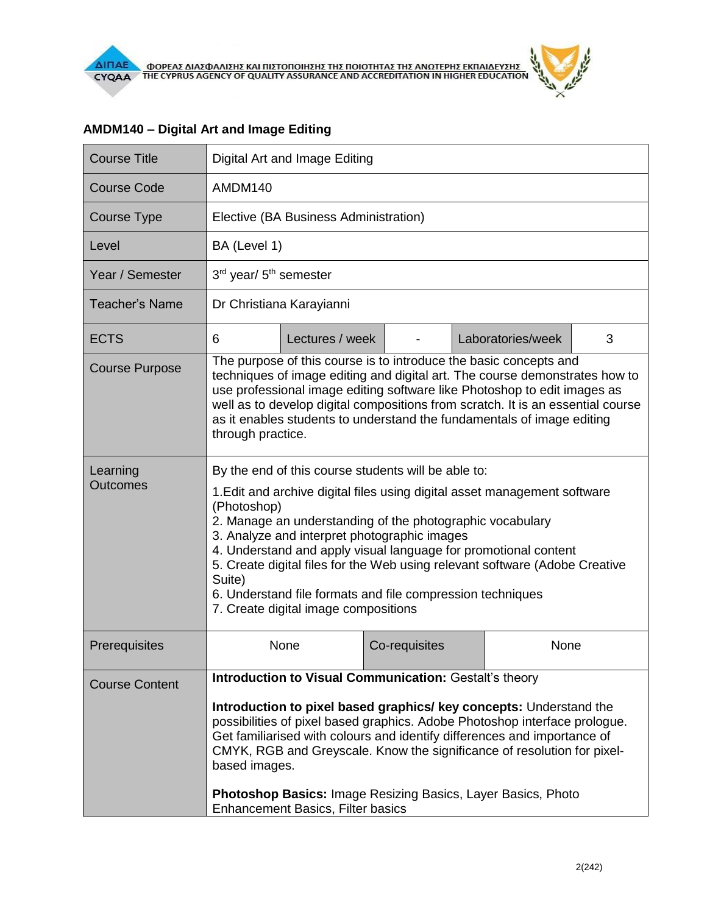## AMDM140 – Digital Art and Image Editing

| | | | | | |
|---|---|---|---|---|---|
| Course Title | Digital Art and Image Editing | | | | |
| Course Code | AMDM140 | | | | |
| Course Type | Elective (BA Business Administration) | | | | |
| Level | BA (Level 1) | | | | |
| Year / Semester | 3rd year/ 5th semester | | | | |
| Teacher's Name | Dr Christiana Karayianni | | | | |
| ECTS | 6 | Lectures / week | - | Laboratories/week | 3 |
| Course Purpose | The purpose of this course is to introduce the basic concepts and techniques of image editing and digital art. The course demonstrates how to use professional image editing software like Photoshop to edit images as well as to develop digital compositions from scratch. It is an essential course as it enables students to understand the fundamentals of image editing through practice. | | | | |
| Learning Outcomes | By the end of this course students will be able to:<br>1.Edit and archive digital files using digital asset management software (Photoshop)<br>2. Manage an understanding of the photographic vocabulary<br>3. Analyze and interpret photographic images<br>4. Understand and apply visual language for promotional content<br>5. Create digital files for the Web using relevant software (Adobe Creative Suite)<br>6. Understand file formats and file compression techniques<br>7. Create digital image compositions | | | | |
| Prerequisites | None | Co-requisites | None | | |
| Course Content | **Introduction to Visual Communication:** Gestalt's theory<br><br>**Introduction to pixel based graphics/ key concepts:** Understand the possibilities of pixel based graphics. Adobe Photoshop interface prologue. Get familiarised with colours and identify differences and importance of CMYK, RGB and Greyscale. Know the significance of resolution for pixel-based images.<br><br>**Photoshop Basics:** Image Resizing Basics, Layer Basics, Photo Enhancement Basics, Filter basics | | | | |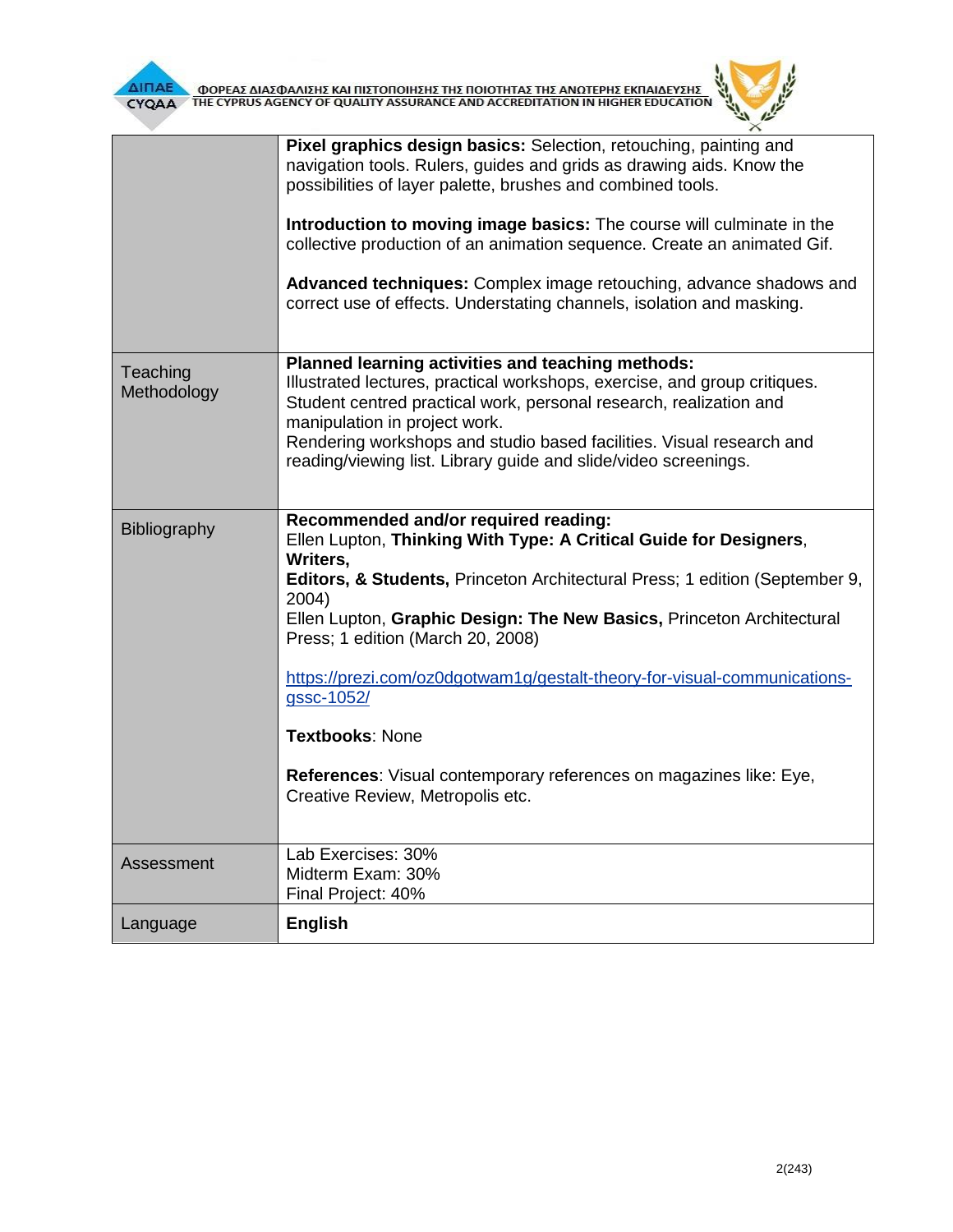| | |
|---|---|
| | **Pixel graphics design basics:** Selection, retouching, painting and navigation tools. Rulers, guides and grids as drawing aids. Know the possibilities of layer palette, brushes and combined tools.<br><br>**Introduction to moving image basics:** The course will culminate in the collective production of an animation sequence. Create an animated Gif.<br><br>**Advanced techniques:** Complex image retouching, advance shadows and correct use of effects. Understating channels, isolation and masking. |
| Teaching Methodology | **Planned learning activities and teaching methods:**<br>Illustrated lectures, practical workshops, exercise, and group critiques. Student centred practical work, personal research, realization and manipulation in project work.<br>Rendering workshops and studio based facilities. Visual research and reading/viewing list. Library guide and slide/video screenings. |
| Bibliography | **Recommended and/or required reading:**<br>Ellen Lupton, **Thinking With Type: A Critical Guide for Designers, Writers,**<br>**Editors, & Students,** Princeton Architectural Press; 1 edition (September 9, 2004)<br>Ellen Lupton, **Graphic Design: The New Basics,** Princeton Architectural Press; 1 edition (March 20, 2008)<br><br>https://prezi.com/oz0dgotwam1g/gestalt-theory-for-visual-communications-gssc-1052/<br><br>**Textbooks**: None<br><br>**References**: Visual contemporary references on magazines like: Eye, Creative Review, Metropolis etc. |
| Assessment | Lab Exercises: 30%<br>Midterm Exam: 30%<br>Final Project: 40% |
| Language | **English** |